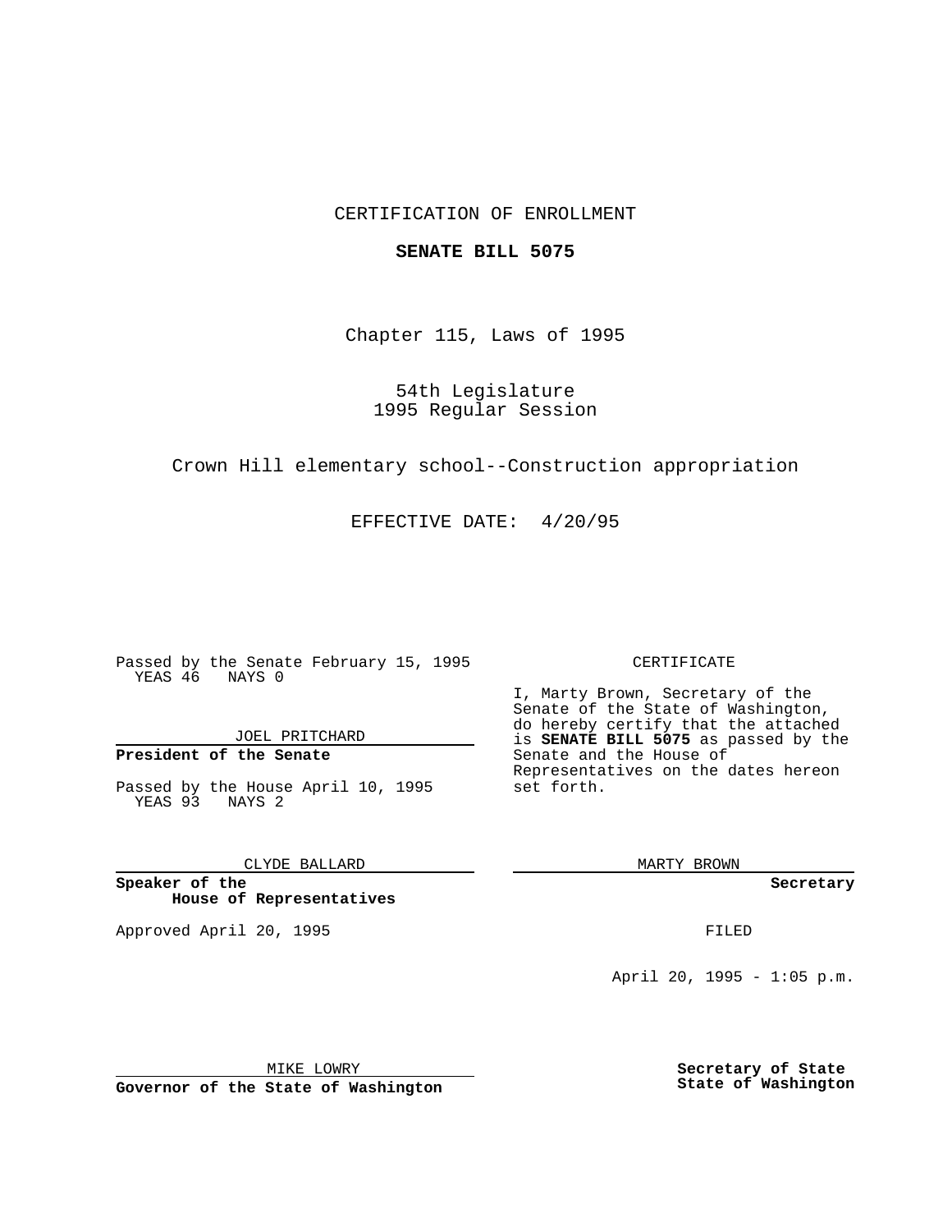CERTIFICATION OF ENROLLMENT

**SENATE BILL 5075**

Chapter 115, Laws of 1995

54th Legislature
1995 Regular Session

Crown Hill elementary school--Construction appropriation

EFFECTIVE DATE: 4/20/95

Passed by the Senate February 15, 1995
YEAS 46 NAYS 0

JOEL PRITCHARD

**President of the Senate**

Passed by the House April 10, 1995
YEAS 93 NAYS 2

CLYDE BALLARD

**Speaker of the House of Representatives**

Approved April 20, 1995

MIKE LOWRY

**Governor of the State of Washington**

CERTIFICATE

I, Marty Brown, Secretary of the Senate of the State of Washington, do hereby certify that the attached is **SENATE BILL 5075** as passed by the Senate and the House of Representatives on the dates hereon set forth.

MARTY BROWN

**Secretary**

FILED

April 20, 1995 - 1:05 p.m.

**Secretary of State**
**State of Washington**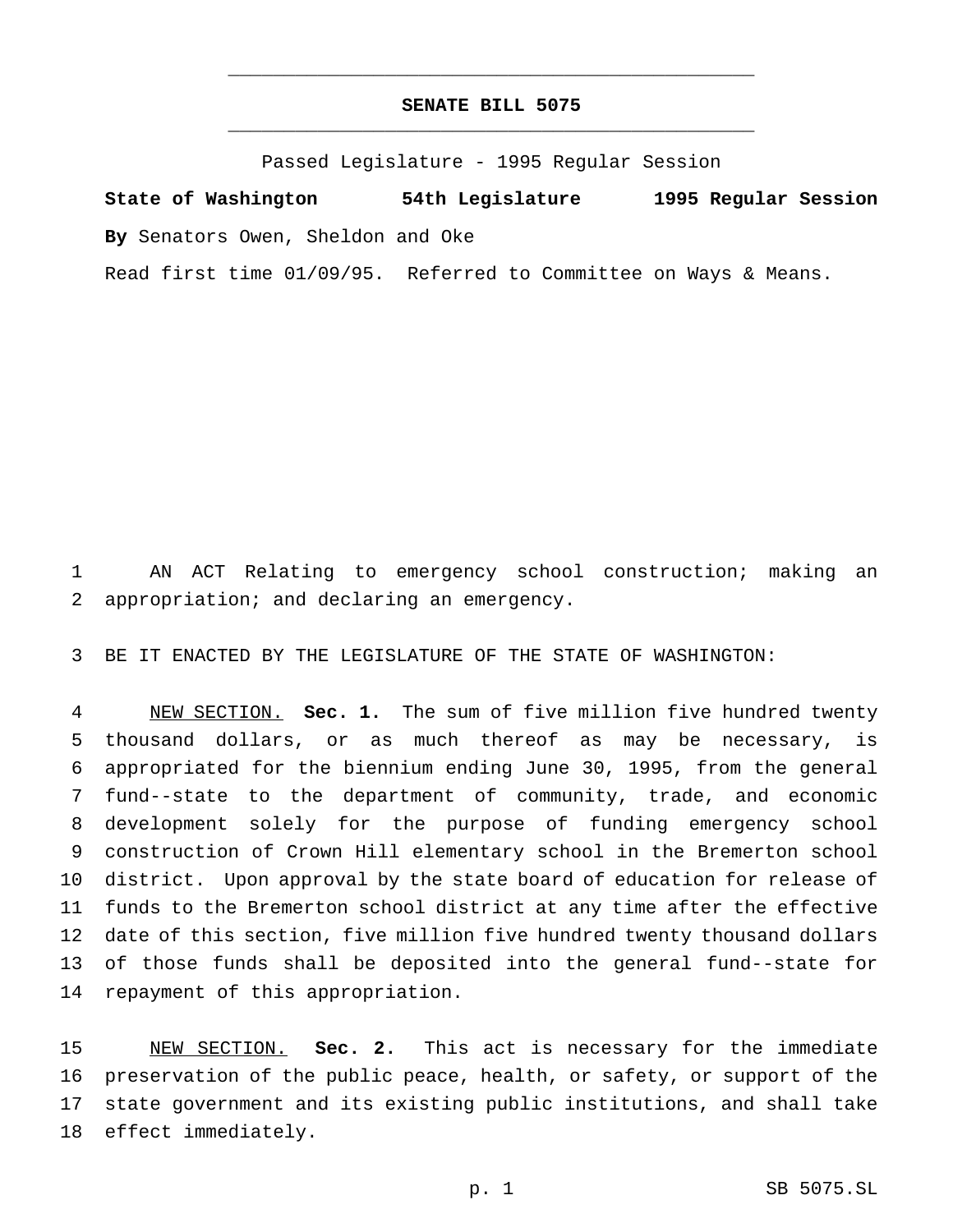# SENATE BILL 5075

Passed Legislature - 1995 Regular Session

**State of Washington 54th Legislature 1995 Regular Session**

**By** Senators Owen, Sheldon and Oke

Read first time 01/09/95. Referred to Committee on Ways & Means.

AN ACT Relating to emergency school construction; making an appropriation; and declaring an emergency.

BE IT ENACTED BY THE LEGISLATURE OF THE STATE OF WASHINGTON:

NEW SECTION. **Sec. 1.** The sum of five million five hundred twenty thousand dollars, or as much thereof as may be necessary, is appropriated for the biennium ending June 30, 1995, from the general fund--state to the department of community, trade, and economic development solely for the purpose of funding emergency school construction of Crown Hill elementary school in the Bremerton school district. Upon approval by the state board of education for release of funds to the Bremerton school district at any time after the effective date of this section, five million five hundred twenty thousand dollars of those funds shall be deposited into the general fund--state for repayment of this appropriation.

NEW SECTION. **Sec. 2.** This act is necessary for the immediate preservation of the public peace, health, or safety, or support of the state government and its existing public institutions, and shall take effect immediately.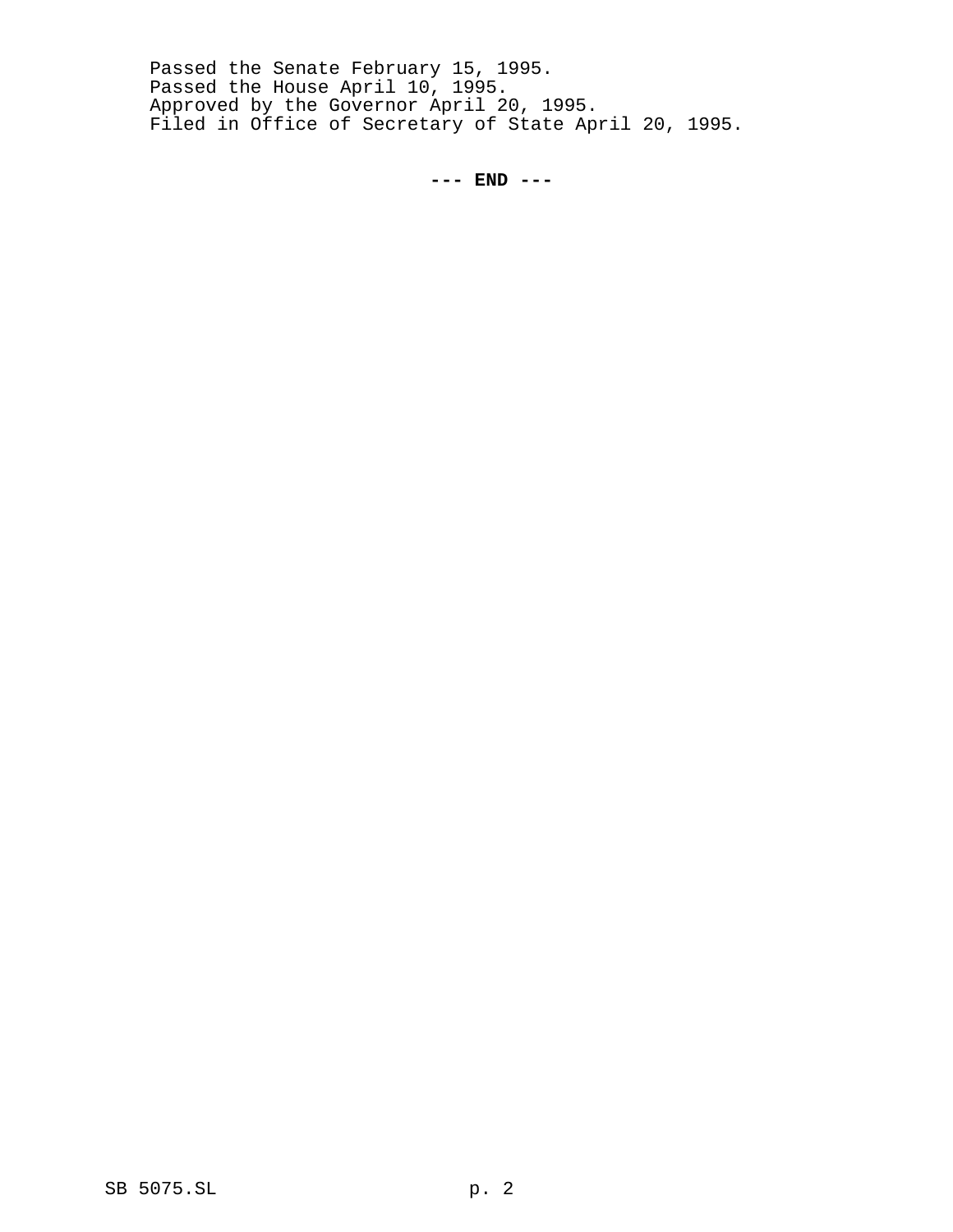Passed the Senate February 15, 1995.
Passed the House April 10, 1995.
Approved by the Governor April 20, 1995.
Filed in Office of Secretary of State April 20, 1995.

**--- END ---**